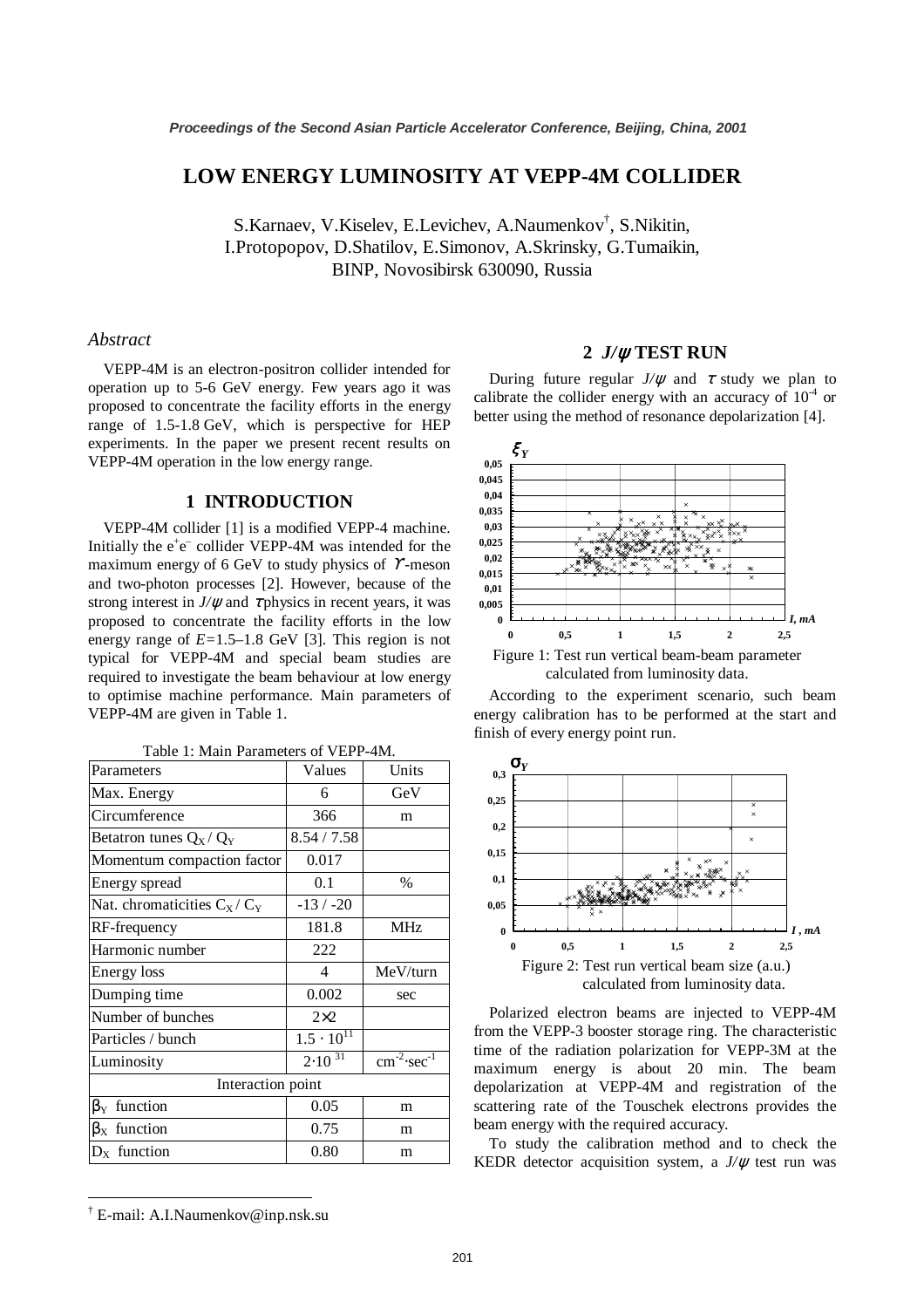# LOW ENERGY LUMINOSITY AT VEPP-4M COLLIDER

S.Karnaev, V.Kiselev, E.Levichev, A.Naumenkov[†], S.Nikitin, I.Protopopov, D.Shatilov, E.Simonov, A.Skrinsky, G.Tumaikin, BINP, Novosibirsk 630090, Russia

### *Abstract*

VEPP-4M is an electron-positron collider intended for operation up to 5-6 GeV energy. Few years ago it was proposed to concentrate the facility efforts in the energy range of 1.5-1.8 GeV, which is perspective for HEP experiments. In the paper we present recent results on VEPP-4M operation in the low energy range.

## 1 INTRODUCTION

VEPP-4M collider [1] is a modified VEPP-4 machine. Initially the $e^+e^-$ collider VEPP-4M was intended for the maximum energy of 6 GeV to study physics of $\Upsilon$-meson and two-photon processes [2]. However, because of the strong interest in $J/\psi$ and $\tau$ physics in recent years, it was proposed to concentrate the facility efforts in the low energy range of $E$=1.5–1.8 GeV [3]. This region is not typical for VEPP-4M and special beam studies are required to investigate the beam behaviour at low energy to optimise machine performance. Main parameters of VEPP-4M are given in Table 1.

Table 1: Main Parameters of VEPP-4M.

| Parameters | Values | Units |
|---|---|---|
| Max. Energy | 6 | GeV |
| Circumference | 366 | m |
| Betatron tunes $Q_X$ / $Q_Y$ | 8.54 / 7.58 | |
| Momentum compaction factor | 0.017 | |
| Energy spread | 0.1 | % |
| Nat. chromaticities $C_X$ / $C_Y$ | -13 / -20 | |
| RF-frequency | 181.8 | MHz |
| Harmonic number | 222 | |
| Energy loss | 4 | MeV/turn |
| Dumping time | 0.002 | sec |
| Number of bunches | 2×2 | |
| Particles / bunch | $1.5 \cdot 10^{11}$ | |
| Luminosity | $2 \cdot 10^{31}$ | $cm^{-2} \cdot sec^{-1}$ |
| Interaction point | | |
| $\beta_Y$ function | 0.05 | m |
| $\beta_X$ function | 0.75 | m |
| $D_X$ function | 0.80 | m |

## 2 $J/\psi$ TEST RUN

During future regular $J/\psi$ and $\tau$ study we plan to calibrate the collider energy with an accuracy of $10^{-4}$ or better using the method of resonance depolarization [4].

Figure 1: Test run vertical beam-beam parameter calculated from luminosity data.

According to the experiment scenario, such beam energy calibration has to be performed at the start and finish of every energy point run.

Figure 2: Test run vertical beam size (a.u.) calculated from luminosity data.

Polarized electron beams are injected to VEPP-4M from the VEPP-3 booster storage ring. The characteristic time of the radiation polarization for VEPP-3M at the maximum energy is about 20 min. The beam depolarization at VEPP-4M and registration of the scattering rate of the Touschek electrons provides the beam energy with the required accuracy.

To study the calibration method and to check the KEDR detector acquisition system, a $J/\psi$ test run was

---

[†] E-mail: A.I.Naumenkov@inp.nsk.su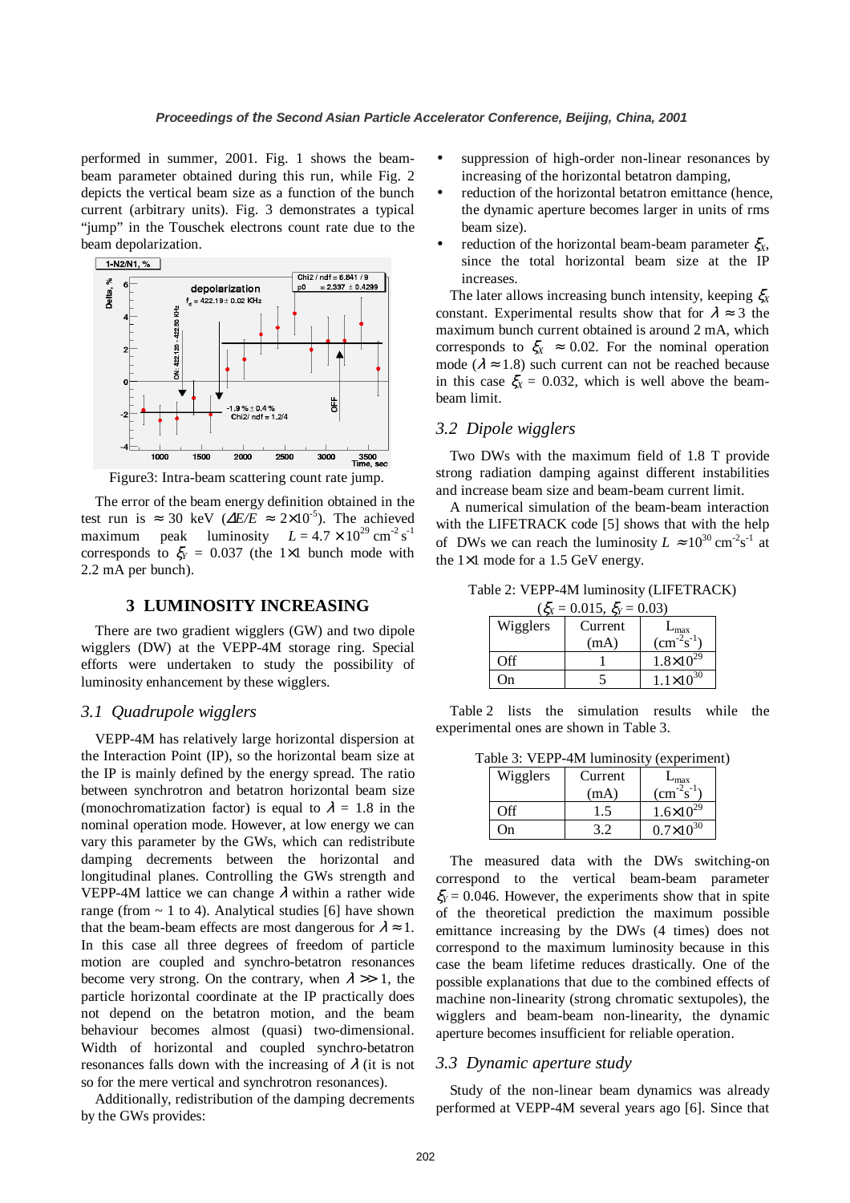performed in summer, 2001. Fig. 1 shows the beam-beam parameter obtained during this run, while Fig. 2 depicts the vertical beam size as a function of the bunch current (arbitrary units). Fig. 3 demonstrates a typical "jump" in the Touschek electrons count rate due to the beam depolarization.

Figure3: Intra-beam scattering count rate jump.

The error of the beam energy definition obtained in the test run is $\approx$ 30 keV ($\Delta E/E \approx 2\times10^{-5}$). The achieved maximum peak luminosity $L = 4.7\times10^{29}$ cm$^{-2}$ s$^{-1}$ corresponds to $\xi_Y$ = 0.037 (the 1×1 bunch mode with 2.2 mA per bunch).

## 3 LUMINOSITY INCREASING

There are two gradient wigglers (GW) and two dipole wigglers (DW) at the VEPP-4M storage ring. Special efforts were undertaken to study the possibility of luminosity enhancement by these wigglers.

### *3.1 Quadrupole wigglers*

VEPP-4M has relatively large horizontal dispersion at the Interaction Point (IP), so the horizontal beam size at the IP is mainly defined by the energy spread. The ratio between synchrotron and betatron horizontal beam size (monochromatization factor) is equal to $\lambda$ = 1.8 in the nominal operation mode. However, at low energy we can vary this parameter by the GWs, which can redistribute damping decrements between the horizontal and longitudinal planes. Controlling the GWs strength and VEPP-4M lattice we can change $\lambda$ within a rather wide range (from ~ 1 to 4). Analytical studies [6] have shown that the beam-beam effects are most dangerous for $\lambda \approx 1$. In this case all three degrees of freedom of particle motion are coupled and synchro-betatron resonances become very strong. On the contrary, when $\lambda \gg 1$, the particle horizontal coordinate at the IP practically does not depend on the betatron motion, and the beam behaviour becomes almost (quasi) two-dimensional. Width of horizontal and coupled synchro-betatron resonances falls down with the increasing of $\lambda$ (it is not so for the mere vertical and synchrotron resonances).

Additionally, redistribution of the damping decrements by the GWs provides:

- suppression of high-order non-linear resonances by increasing of the horizontal betatron damping,
- reduction of the horizontal betatron emittance (hence, the dynamic aperture becomes larger in units of rms beam size).
- reduction of the horizontal beam-beam parameter $\xi_X$, since the total horizontal beam size at the IP increases.

The later allows increasing bunch intensity, keeping $\xi_X$ constant. Experimental results show that for $\lambda \approx 3$ the maximum bunch current obtained is around 2 mA, which corresponds to $\xi_X \approx 0.02$. For the nominal operation mode ($\lambda \approx 1.8$) such current can not be reached because in this case $\xi_X$ = 0.032, which is well above the beam-beam limit.

### *3.2 Dipole wigglers*

Two DWs with the maximum field of 1.8 T provide strong radiation damping against different instabilities and increase beam size and beam-beam current limit.

A numerical simulation of the beam-beam interaction with the LIFETRACK code [5] shows that with the help of DWs we can reach the luminosity $L \approx 10^{30}$ cm$^{-2}$s$^{-1}$ at the 1×1 mode for a 1.5 GeV energy.

Table 2: VEPP-4M luminosity (LIFETRACK) ($\xi_X$ = 0.015, $\xi_Y$ = 0.03)

| Wigglers | Current (mA) | $L_{max}$ (cm$^{-2}$s$^{-1}$) |
|---|---|---|
| Off | 1 | $1.8\times10^{29}$ |
| On | 5 | $1.1\times10^{30}$ |

Table 2 lists the simulation results while the experimental ones are shown in Table 3.

Table 3: VEPP-4M luminosity (experiment)

| Wigglers | Current (mA) | $L_{max}$ (cm$^{-2}$s$^{-1}$) |
|---|---|---|
| Off | 1.5 | $1.6\times10^{29}$ |
| On | 3.2 | $0.7\times10^{30}$ |

The measured data with the DWs switching-on correspond to the vertical beam-beam parameter $\xi_Y$ = 0.046. However, the experiments show that in spite of the theoretical prediction the maximum possible emittance increasing by the DWs (4 times) does not correspond to the maximum luminosity because in this case the beam lifetime reduces drastically. One of the possible explanations that due to the combined effects of machine non-linearity (strong chromatic sextupoles), the wigglers and beam-beam non-linearity, the dynamic aperture becomes insufficient for reliable operation.

### *3.3 Dynamic aperture study*

Study of the non-linear beam dynamics was already performed at VEPP-4M several years ago [6]. Since that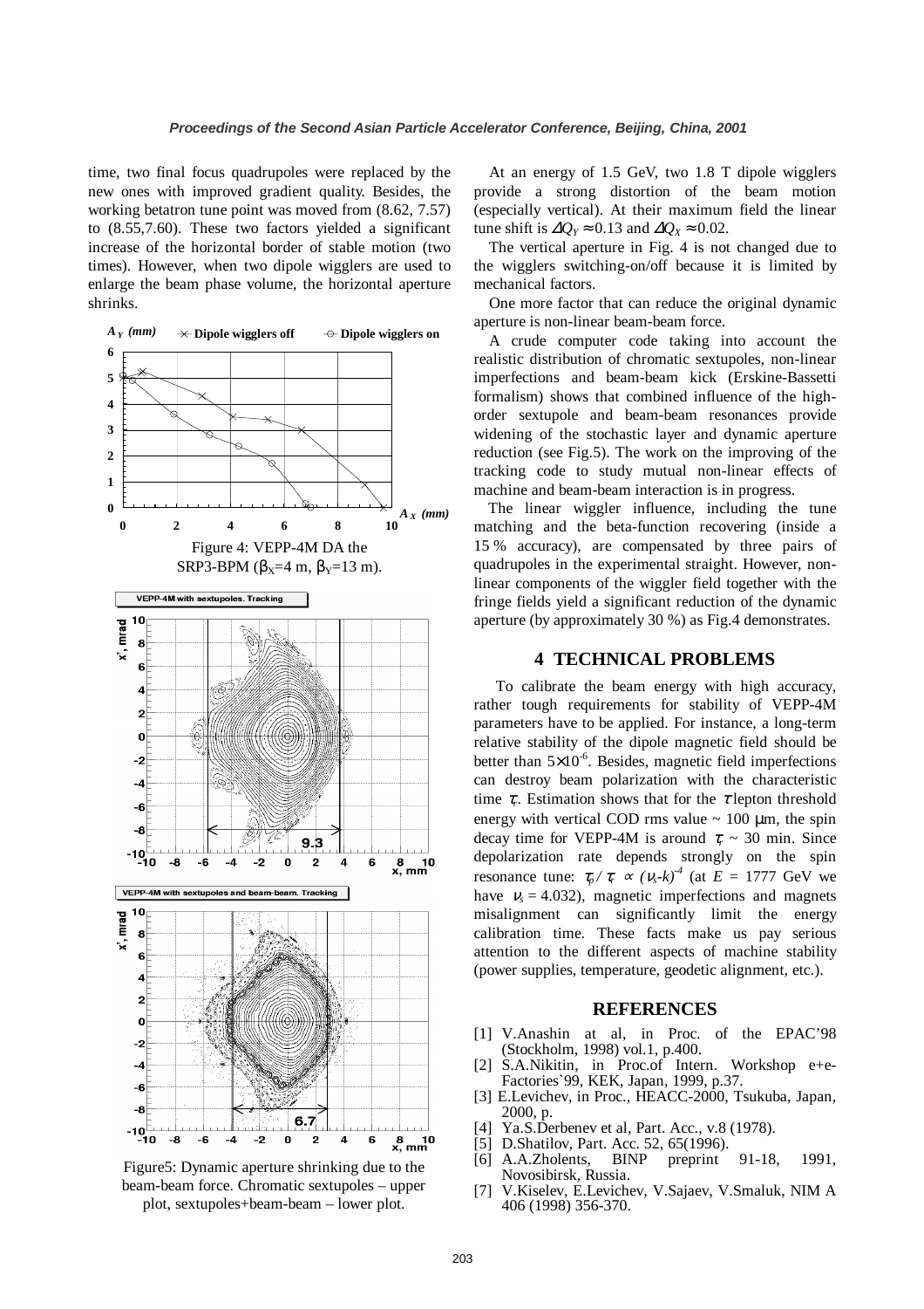time, two final focus quadrupoles were replaced by the new ones with improved gradient quality. Besides, the working betatron tune point was moved from (8.62, 7.57) to (8.55,7.60). These two factors yielded a significant increase of the horizontal border of stable motion (two times). However, when two dipole wigglers are used to enlarge the beam phase volume, the horizontal aperture shrinks.

$A_Y$ (mm)
Dipole wigglers off
Dipole wigglers on
6
5
4
3
2
1
0
0 2 4 6 8 10
$A_X$ (mm)

Figure 4: VEPP-4M DA the SRP3-BPM ($\beta_X$=4 m, $\beta_Y$=13 m).

VEPP-4M with sextupoles. Tracking
x', mrad
x, mm
9.3

VEPP-4M with sextupoles and beam-beam. Tracking
x', mrad
x, mm
6.7

Figure5: Dynamic aperture shrinking due to the beam-beam force. Chromatic sextupoles – upper plot, sextupoles+beam-beam – lower plot.

At an energy of 1.5 GeV, two 1.8 T dipole wigglers provide a strong distortion of the beam motion (especially vertical). At their maximum field the linear tune shift is $\Delta Q_Y \approx 0.13$ and $\Delta Q_X \approx 0.02$.

The vertical aperture in Fig. 4 is not changed due to the wigglers switching-on/off because it is limited by mechanical factors.

One more factor that can reduce the original dynamic aperture is non-linear beam-beam force.

A crude computer code taking into account the realistic distribution of chromatic sextupoles, non-linear imperfections and beam-beam kick (Erskine-Bassetti formalism) shows that combined influence of the high-order sextupole and beam-beam resonances provide widening of the stochastic layer and dynamic aperture reduction (see Fig.5). The work on the improving of the tracking code to study mutual non-linear effects of machine and beam-beam interaction is in progress.

The linear wiggler influence, including the tune matching and the beta-function recovering (inside a 15 % accuracy), are compensated by three pairs of quadrupoles in the experimental straight. However, non-linear components of the wiggler field together with the fringe fields yield a significant reduction of the dynamic aperture (by approximately 30 %) as Fig.4 demonstrates.

## 4 TECHNICAL PROBLEMS

To calibrate the beam energy with high accuracy, rather tough requirements for stability of VEPP-4M parameters have to be applied. For instance, a long-term relative stability of the dipole magnetic field should be better than $5\times10^{-6}$. Besides, magnetic field imperfections can destroy beam polarization with the characteristic time $\tau_r$. Estimation shows that for the $\tau$ lepton threshold energy with vertical COD rms value ~ 100 μm, the spin decay time for VEPP-4M is around $\tau_r$ ~ 30 min. Since depolarization rate depends strongly on the spin resonance tune: $\tau_p / \tau_r \propto (\nu_s - k)^{-4}$ (at $E$ = 1777 GeV we have $\nu_s$ = 4.032), magnetic imperfections and magnets misalignment can significantly limit the energy calibration time. These facts make us pay serious attention to the different aspects of machine stability (power supplies, temperature, geodetic alignment, etc.).

## REFERENCES

[1] V.Anashin at al, in Proc. of the EPAC'98 (Stockholm, 1998) vol.1, p.400.
[2] S.A.Nikitin, in Proc.of Intern. Workshop e+e-Factories`99, KEK, Japan, 1999, p.37.
[3] E.Levichev, in Proc., HEACC-2000, Tsukuba, Japan, 2000, p.
[4] Ya.S.Derbenev et al, Part. Acc., v.8 (1978).
[5] D.Shatilov, Part. Acc. 52, 65(1996).
[6] A.A.Zholents, BINP preprint 91-18, 1991, Novosibirsk, Russia.
[7] V.Kiselev, E.Levichev, V.Sajaev, V.Smaluk, NIM A 406 (1998) 356-370.